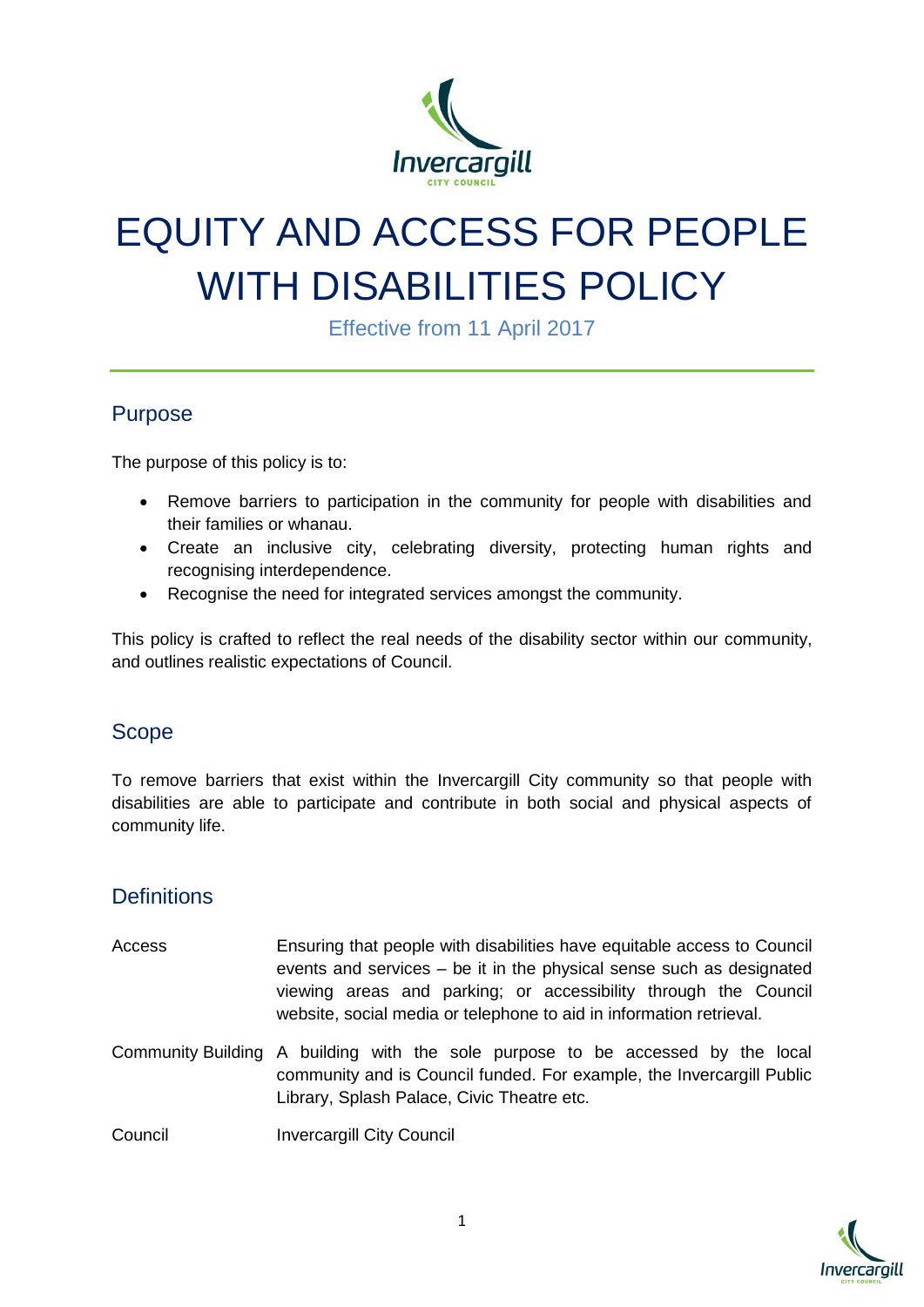# EQUITY AND ACCESS FOR PEOPLE WITH DISABILITIES POLICY

Effective from 11 April 2017

## Purpose

The purpose of this policy is to:

- Remove barriers to participation in the community for people with disabilities and their families or whanau.
- Create an inclusive city, celebrating diversity, protecting human rights and recognising interdependence.
- Recognise the need for integrated services amongst the community.

This policy is crafted to reflect the real needs of the disability sector within our community, and outlines realistic expectations of Council.

## Scope

To remove barriers that exist within the Invercargill City community so that people with disabilities are able to participate and contribute in both social and physical aspects of community life.

## Definitions

| | |
|---|---|
| Access | Ensuring that people with disabilities have equitable access to Council events and services – be it in the physical sense such as designated viewing areas and parking; or accessibility through the Council website, social media or telephone to aid in information retrieval. |
| Community Building | A building with the sole purpose to be accessed by the local community and is Council funded. For example, the Invercargill Public Library, Splash Palace, Civic Theatre etc. |
| Council | Invercargill City Council |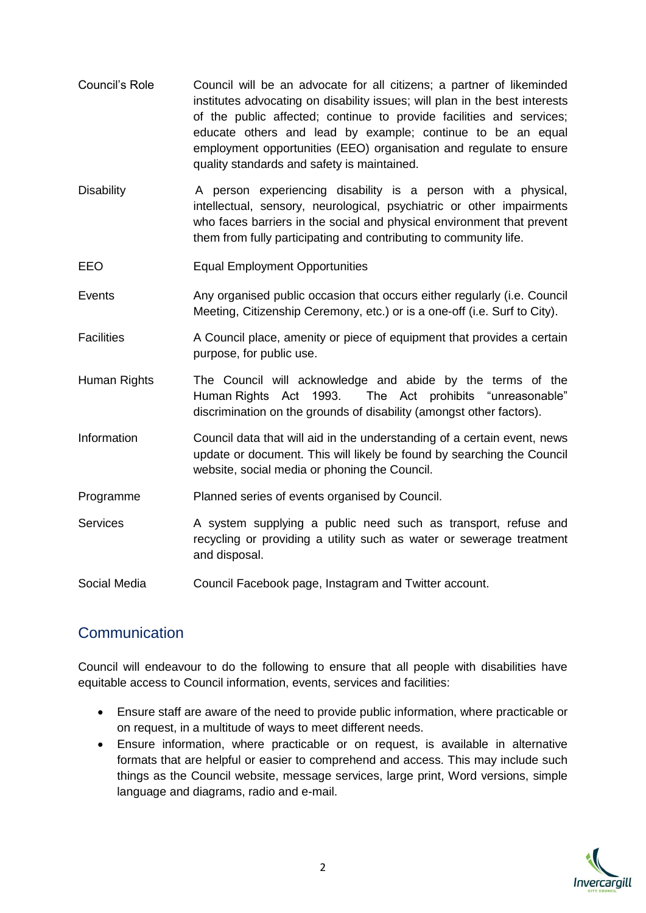| | |
|---|---|
| Council's Role | Council will be an advocate for all citizens; a partner of likeminded institutes advocating on disability issues; will plan in the best interests of the public affected; continue to provide facilities and services; educate others and lead by example; continue to be an equal employment opportunities (EEO) organisation and regulate to ensure quality standards and safety is maintained. |
| Disability | A person experiencing disability is a person with a physical, intellectual, sensory, neurological, psychiatric or other impairments who faces barriers in the social and physical environment that prevent them from fully participating and contributing to community life. |
| EEO | Equal Employment Opportunities |
| Events | Any organised public occasion that occurs either regularly (i.e. Council Meeting, Citizenship Ceremony, etc.) or is a one-off (i.e. Surf to City). |
| Facilities | A Council place, amenity or piece of equipment that provides a certain purpose, for public use. |
| Human Rights | The Council will acknowledge and abide by the terms of the Human Rights Act 1993. The Act prohibits "unreasonable" discrimination on the grounds of disability (amongst other factors). |
| Information | Council data that will aid in the understanding of a certain event, news update or document. This will likely be found by searching the Council website, social media or phoning the Council. |
| Programme | Planned series of events organised by Council. |
| Services | A system supplying a public need such as transport, refuse and recycling or providing a utility such as water or sewerage treatment and disposal. |
| Social Media | Council Facebook page, Instagram and Twitter account. |

## Communication

Council will endeavour to do the following to ensure that all people with disabilities have equitable access to Council information, events, services and facilities:

- Ensure staff are aware of the need to provide public information, where practicable or on request, in a multitude of ways to meet different needs.
- Ensure information, where practicable or on request, is available in alternative formats that are helpful or easier to comprehend and access. This may include such things as the Council website, message services, large print, Word versions, simple language and diagrams, radio and e-mail.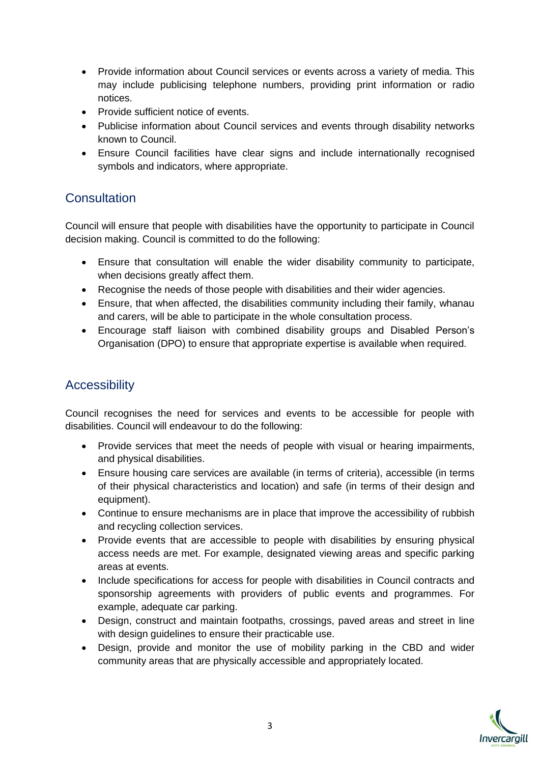- Provide information about Council services or events across a variety of media. This may include publicising telephone numbers, providing print information or radio notices.
- Provide sufficient notice of events.
- Publicise information about Council services and events through disability networks known to Council.
- Ensure Council facilities have clear signs and include internationally recognised symbols and indicators, where appropriate.

## Consultation

Council will ensure that people with disabilities have the opportunity to participate in Council decision making. Council is committed to do the following:

- Ensure that consultation will enable the wider disability community to participate, when decisions greatly affect them.
- Recognise the needs of those people with disabilities and their wider agencies.
- Ensure, that when affected, the disabilities community including their family, whanau and carers, will be able to participate in the whole consultation process.
- Encourage staff liaison with combined disability groups and Disabled Person's Organisation (DPO) to ensure that appropriate expertise is available when required.

## Accessibility

Council recognises the need for services and events to be accessible for people with disabilities. Council will endeavour to do the following:

- Provide services that meet the needs of people with visual or hearing impairments, and physical disabilities.
- Ensure housing care services are available (in terms of criteria), accessible (in terms of their physical characteristics and location) and safe (in terms of their design and equipment).
- Continue to ensure mechanisms are in place that improve the accessibility of rubbish and recycling collection services.
- Provide events that are accessible to people with disabilities by ensuring physical access needs are met. For example, designated viewing areas and specific parking areas at events.
- Include specifications for access for people with disabilities in Council contracts and sponsorship agreements with providers of public events and programmes. For example, adequate car parking.
- Design, construct and maintain footpaths, crossings, paved areas and street in line with design guidelines to ensure their practicable use.
- Design, provide and monitor the use of mobility parking in the CBD and wider community areas that are physically accessible and appropriately located.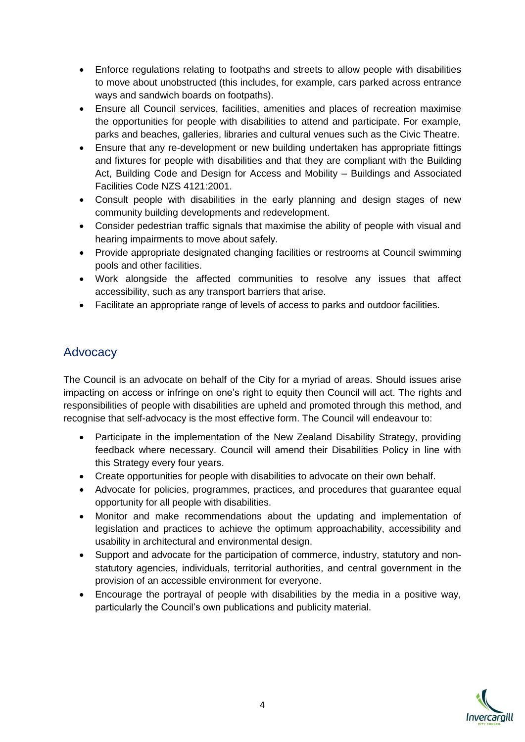- Enforce regulations relating to footpaths and streets to allow people with disabilities to move about unobstructed (this includes, for example, cars parked across entrance ways and sandwich boards on footpaths).
- Ensure all Council services, facilities, amenities and places of recreation maximise the opportunities for people with disabilities to attend and participate. For example, parks and beaches, galleries, libraries and cultural venues such as the Civic Theatre.
- Ensure that any re-development or new building undertaken has appropriate fittings and fixtures for people with disabilities and that they are compliant with the Building Act, Building Code and Design for Access and Mobility – Buildings and Associated Facilities Code NZS 4121:2001.
- Consult people with disabilities in the early planning and design stages of new community building developments and redevelopment.
- Consider pedestrian traffic signals that maximise the ability of people with visual and hearing impairments to move about safely.
- Provide appropriate designated changing facilities or restrooms at Council swimming pools and other facilities.
- Work alongside the affected communities to resolve any issues that affect accessibility, such as any transport barriers that arise.
- Facilitate an appropriate range of levels of access to parks and outdoor facilities.

## Advocacy

The Council is an advocate on behalf of the City for a myriad of areas. Should issues arise impacting on access or infringe on one's right to equity then Council will act. The rights and responsibilities of people with disabilities are upheld and promoted through this method, and recognise that self-advocacy is the most effective form. The Council will endeavour to:

- Participate in the implementation of the New Zealand Disability Strategy, providing feedback where necessary. Council will amend their Disabilities Policy in line with this Strategy every four years.
- Create opportunities for people with disabilities to advocate on their own behalf.
- Advocate for policies, programmes, practices, and procedures that guarantee equal opportunity for all people with disabilities.
- Monitor and make recommendations about the updating and implementation of legislation and practices to achieve the optimum approachability, accessibility and usability in architectural and environmental design.
- Support and advocate for the participation of commerce, industry, statutory and non-statutory agencies, individuals, territorial authorities, and central government in the provision of an accessible environment for everyone.
- Encourage the portrayal of people with disabilities by the media in a positive way, particularly the Council's own publications and publicity material.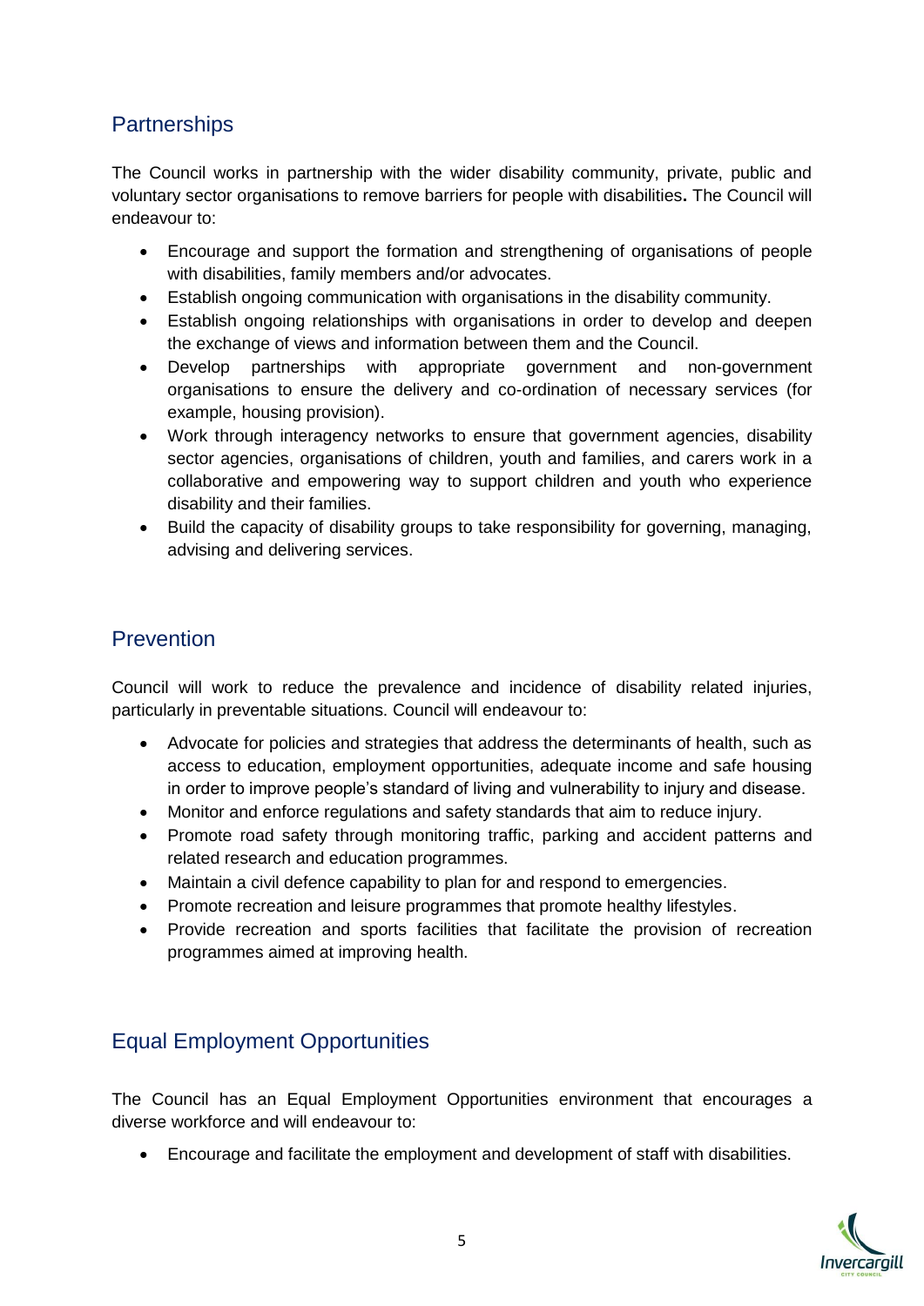## Partnerships

The Council works in partnership with the wider disability community, private, public and voluntary sector organisations to remove barriers for people with disabilities**.** The Council will endeavour to:

- Encourage and support the formation and strengthening of organisations of people with disabilities, family members and/or advocates.
- Establish ongoing communication with organisations in the disability community.
- Establish ongoing relationships with organisations in order to develop and deepen the exchange of views and information between them and the Council.
- Develop partnerships with appropriate government and non-government organisations to ensure the delivery and co-ordination of necessary services (for example, housing provision).
- Work through interagency networks to ensure that government agencies, disability sector agencies, organisations of children, youth and families, and carers work in a collaborative and empowering way to support children and youth who experience disability and their families.
- Build the capacity of disability groups to take responsibility for governing, managing, advising and delivering services.

## Prevention

Council will work to reduce the prevalence and incidence of disability related injuries, particularly in preventable situations. Council will endeavour to:

- Advocate for policies and strategies that address the determinants of health, such as access to education, employment opportunities, adequate income and safe housing in order to improve people's standard of living and vulnerability to injury and disease.
- Monitor and enforce regulations and safety standards that aim to reduce injury.
- Promote road safety through monitoring traffic, parking and accident patterns and related research and education programmes.
- Maintain a civil defence capability to plan for and respond to emergencies.
- Promote recreation and leisure programmes that promote healthy lifestyles.
- Provide recreation and sports facilities that facilitate the provision of recreation programmes aimed at improving health.

## Equal Employment Opportunities

The Council has an Equal Employment Opportunities environment that encourages a diverse workforce and will endeavour to:

- Encourage and facilitate the employment and development of staff with disabilities.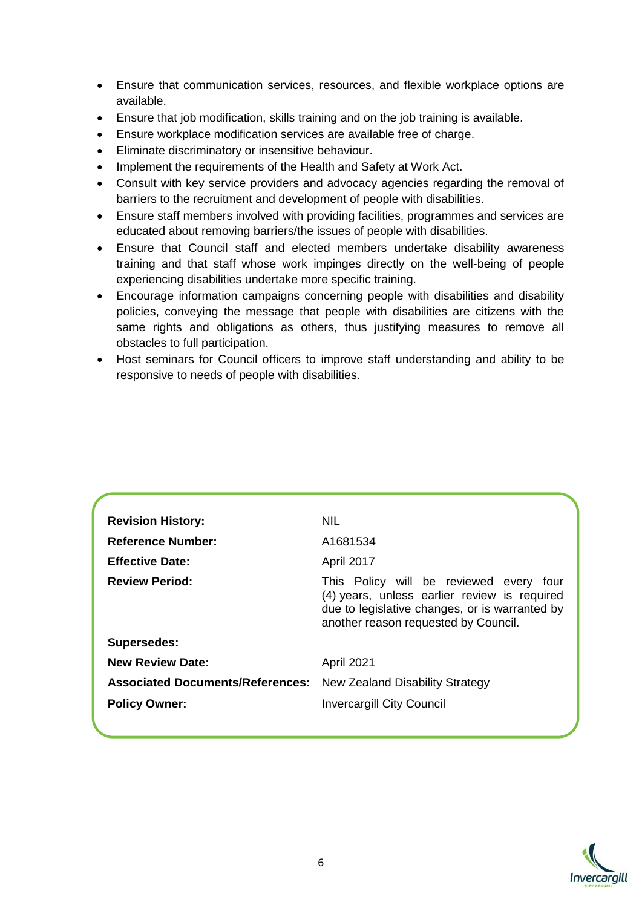- Ensure that communication services, resources, and flexible workplace options are available.
- Ensure that job modification, skills training and on the job training is available.
- Ensure workplace modification services are available free of charge.
- Eliminate discriminatory or insensitive behaviour.
- Implement the requirements of the Health and Safety at Work Act.
- Consult with key service providers and advocacy agencies regarding the removal of barriers to the recruitment and development of people with disabilities.
- Ensure staff members involved with providing facilities, programmes and services are educated about removing barriers/the issues of people with disabilities.
- Ensure that Council staff and elected members undertake disability awareness training and that staff whose work impinges directly on the well-being of people experiencing disabilities undertake more specific training.
- Encourage information campaigns concerning people with disabilities and disability policies, conveying the message that people with disabilities are citizens with the same rights and obligations as others, thus justifying measures to remove all obstacles to full participation.
- Host seminars for Council officers to improve staff understanding and ability to be responsive to needs of people with disabilities.

| | |
|---|---|
| **Revision History:** | NIL |
| **Reference Number:** | A1681534 |
| **Effective Date:** | April 2017 |
| **Review Period:** | This Policy will be reviewed every four (4) years, unless earlier review is required due to legislative changes, or is warranted by another reason requested by Council. |
| **Supersedes:** | |
| **New Review Date:** | April 2021 |
| **Associated Documents/References:** | New Zealand Disability Strategy |
| **Policy Owner:** | Invercargill City Council |